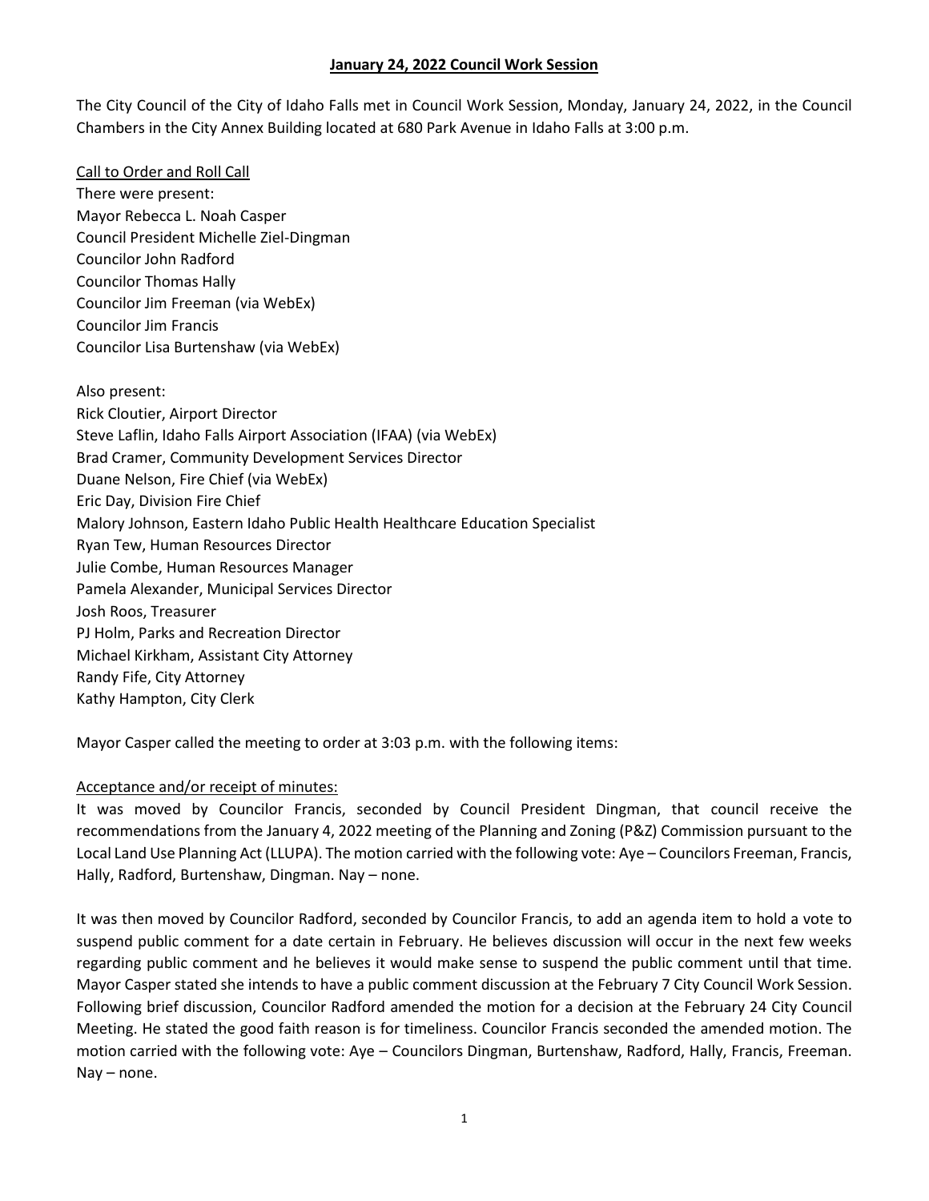# January 24, 2022 Council Work Session

The City Council of the City of Idaho Falls met in Council Work Session, Monday, January 24, 2022, in the Council Chambers in the City Annex Building located at 680 Park Avenue in Idaho Falls at 3:00 p.m.

Call to Order and Roll Call

There were present:
Mayor Rebecca L. Noah Casper
Council President Michelle Ziel-Dingman
Councilor John Radford
Councilor Thomas Hally
Councilor Jim Freeman (via WebEx)
Councilor Jim Francis
Councilor Lisa Burtenshaw (via WebEx)

Also present:
Rick Cloutier, Airport Director
Steve Laflin, Idaho Falls Airport Association (IFAA) (via WebEx)
Brad Cramer, Community Development Services Director
Duane Nelson, Fire Chief (via WebEx)
Eric Day, Division Fire Chief
Malory Johnson, Eastern Idaho Public Health Healthcare Education Specialist
Ryan Tew, Human Resources Director
Julie Combe, Human Resources Manager
Pamela Alexander, Municipal Services Director
Josh Roos, Treasurer
PJ Holm, Parks and Recreation Director
Michael Kirkham, Assistant City Attorney
Randy Fife, City Attorney
Kathy Hampton, City Clerk

Mayor Casper called the meeting to order at 3:03 p.m. with the following items:

Acceptance and/or receipt of minutes:

It was moved by Councilor Francis, seconded by Council President Dingman, that council receive the recommendations from the January 4, 2022 meeting of the Planning and Zoning (P&Z) Commission pursuant to the Local Land Use Planning Act (LLUPA). The motion carried with the following vote: Aye – Councilors Freeman, Francis, Hally, Radford, Burtenshaw, Dingman. Nay – none.

It was then moved by Councilor Radford, seconded by Councilor Francis, to add an agenda item to hold a vote to suspend public comment for a date certain in February. He believes discussion will occur in the next few weeks regarding public comment and he believes it would make sense to suspend the public comment until that time. Mayor Casper stated she intends to have a public comment discussion at the February 7 City Council Work Session. Following brief discussion, Councilor Radford amended the motion for a decision at the February 24 City Council Meeting. He stated the good faith reason is for timeliness. Councilor Francis seconded the amended motion. The motion carried with the following vote: Aye – Councilors Dingman, Burtenshaw, Radford, Hally, Francis, Freeman. Nay – none.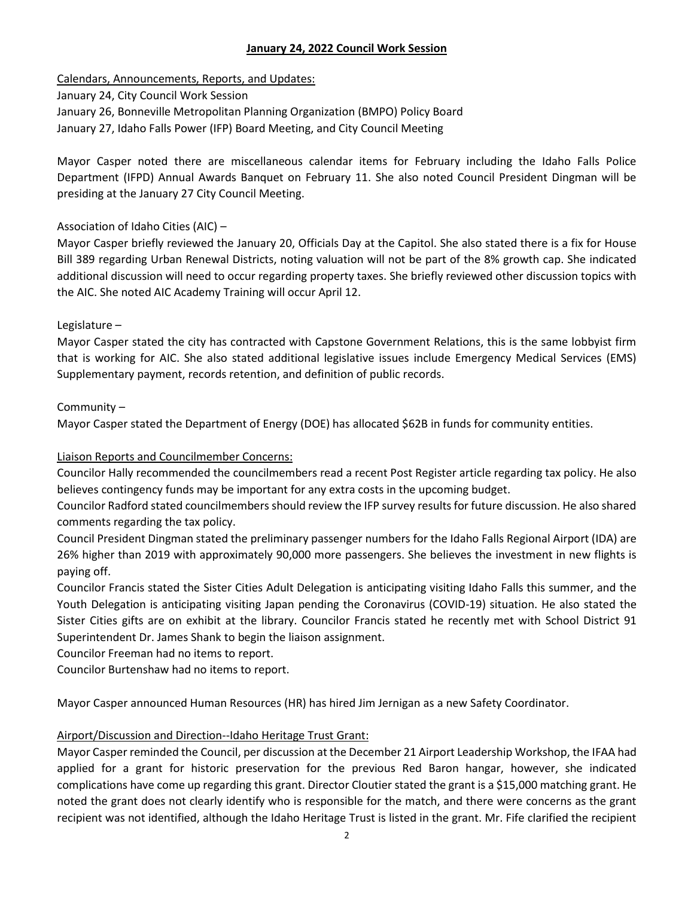**January 24, 2022 Council Work Session**

Calendars, Announcements, Reports, and Updates:

January 24, City Council Work Session

January 26, Bonneville Metropolitan Planning Organization (BMPO) Policy Board

January 27, Idaho Falls Power (IFP) Board Meeting, and City Council Meeting

Mayor Casper noted there are miscellaneous calendar items for February including the Idaho Falls Police Department (IFPD) Annual Awards Banquet on February 11. She also noted Council President Dingman will be presiding at the January 27 City Council Meeting.

Association of Idaho Cities (AIC) –

Mayor Casper briefly reviewed the January 20, Officials Day at the Capitol. She also stated there is a fix for House Bill 389 regarding Urban Renewal Districts, noting valuation will not be part of the 8% growth cap. She indicated additional discussion will need to occur regarding property taxes. She briefly reviewed other discussion topics with the AIC. She noted AIC Academy Training will occur April 12.

Legislature –

Mayor Casper stated the city has contracted with Capstone Government Relations, this is the same lobbyist firm that is working for AIC. She also stated additional legislative issues include Emergency Medical Services (EMS) Supplementary payment, records retention, and definition of public records.

Community –

Mayor Casper stated the Department of Energy (DOE) has allocated $62B in funds for community entities.

Liaison Reports and Councilmember Concerns:

Councilor Hally recommended the councilmembers read a recent Post Register article regarding tax policy. He also believes contingency funds may be important for any extra costs in the upcoming budget.

Councilor Radford stated councilmembers should review the IFP survey results for future discussion. He also shared comments regarding the tax policy.

Council President Dingman stated the preliminary passenger numbers for the Idaho Falls Regional Airport (IDA) are 26% higher than 2019 with approximately 90,000 more passengers. She believes the investment in new flights is paying off.

Councilor Francis stated the Sister Cities Adult Delegation is anticipating visiting Idaho Falls this summer, and the Youth Delegation is anticipating visiting Japan pending the Coronavirus (COVID-19) situation. He also stated the Sister Cities gifts are on exhibit at the library. Councilor Francis stated he recently met with School District 91 Superintendent Dr. James Shank to begin the liaison assignment.

Councilor Freeman had no items to report.

Councilor Burtenshaw had no items to report.

Mayor Casper announced Human Resources (HR) has hired Jim Jernigan as a new Safety Coordinator.

Airport/Discussion and Direction--Idaho Heritage Trust Grant:

Mayor Casper reminded the Council, per discussion at the December 21 Airport Leadership Workshop, the IFAA had applied for a grant for historic preservation for the previous Red Baron hangar, however, she indicated complications have come up regarding this grant. Director Cloutier stated the grant is a $15,000 matching grant. He noted the grant does not clearly identify who is responsible for the match, and there were concerns as the grant recipient was not identified, although the Idaho Heritage Trust is listed in the grant. Mr. Fife clarified the recipient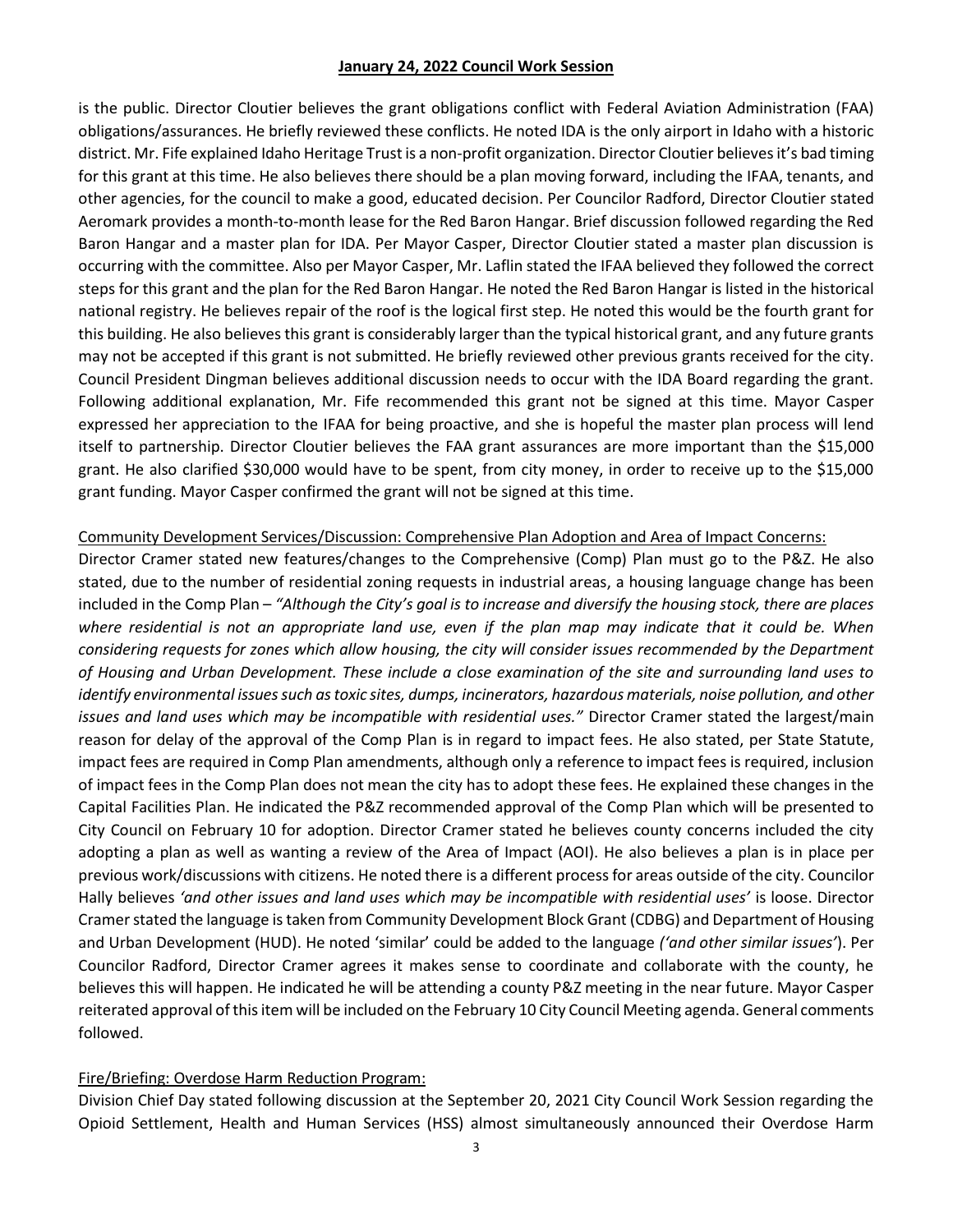is the public. Director Cloutier believes the grant obligations conflict with Federal Aviation Administration (FAA) obligations/assurances. He briefly reviewed these conflicts. He noted IDA is the only airport in Idaho with a historic district. Mr. Fife explained Idaho Heritage Trust is a non-profit organization. Director Cloutier believes it's bad timing for this grant at this time. He also believes there should be a plan moving forward, including the IFAA, tenants, and other agencies, for the council to make a good, educated decision. Per Councilor Radford, Director Cloutier stated Aeromark provides a month-to-month lease for the Red Baron Hangar. Brief discussion followed regarding the Red Baron Hangar and a master plan for IDA. Per Mayor Casper, Director Cloutier stated a master plan discussion is occurring with the committee. Also per Mayor Casper, Mr. Laflin stated the IFAA believed they followed the correct steps for this grant and the plan for the Red Baron Hangar. He noted the Red Baron Hangar is listed in the historical national registry. He believes repair of the roof is the logical first step. He noted this would be the fourth grant for this building. He also believes this grant is considerably larger than the typical historical grant, and any future grants may not be accepted if this grant is not submitted. He briefly reviewed other previous grants received for the city. Council President Dingman believes additional discussion needs to occur with the IDA Board regarding the grant. Following additional explanation, Mr. Fife recommended this grant not be signed at this time. Mayor Casper expressed her appreciation to the IFAA for being proactive, and she is hopeful the master plan process will lend itself to partnership. Director Cloutier believes the FAA grant assurances are more important than the $15,000 grant. He also clarified $30,000 would have to be spent, from city money, in order to receive up to the $15,000 grant funding. Mayor Casper confirmed the grant will not be signed at this time.

Community Development Services/Discussion: Comprehensive Plan Adoption and Area of Impact Concerns:

Director Cramer stated new features/changes to the Comprehensive (Comp) Plan must go to the P&Z. He also stated, due to the number of residential zoning requests in industrial areas, a housing language change has been included in the Comp Plan – *"Although the City's goal is to increase and diversify the housing stock, there are places where residential is not an appropriate land use, even if the plan map may indicate that it could be. When considering requests for zones which allow housing, the city will consider issues recommended by the Department of Housing and Urban Development. These include a close examination of the site and surrounding land uses to identify environmental issues such as toxic sites, dumps, incinerators, hazardous materials, noise pollution, and other issues and land uses which may be incompatible with residential uses."* Director Cramer stated the largest/main reason for delay of the approval of the Comp Plan is in regard to impact fees. He also stated, per State Statute, impact fees are required in Comp Plan amendments, although only a reference to impact fees is required, inclusion of impact fees in the Comp Plan does not mean the city has to adopt these fees. He explained these changes in the Capital Facilities Plan. He indicated the P&Z recommended approval of the Comp Plan which will be presented to City Council on February 10 for adoption. Director Cramer stated he believes county concerns included the city adopting a plan as well as wanting a review of the Area of Impact (AOI). He also believes a plan is in place per previous work/discussions with citizens. He noted there is a different process for areas outside of the city. Councilor Hally believes *'and other issues and land uses which may be incompatible with residential uses'* is loose. Director Cramer stated the language is taken from Community Development Block Grant (CDBG) and Department of Housing and Urban Development (HUD). He noted 'similar' could be added to the language *('and other similar issues'*). Per Councilor Radford, Director Cramer agrees it makes sense to coordinate and collaborate with the county, he believes this will happen. He indicated he will be attending a county P&Z meeting in the near future. Mayor Casper reiterated approval of this item will be included on the February 10 City Council Meeting agenda. General comments followed.

Fire/Briefing: Overdose Harm Reduction Program:

Division Chief Day stated following discussion at the September 20, 2021 City Council Work Session regarding the Opioid Settlement, Health and Human Services (HSS) almost simultaneously announced their Overdose Harm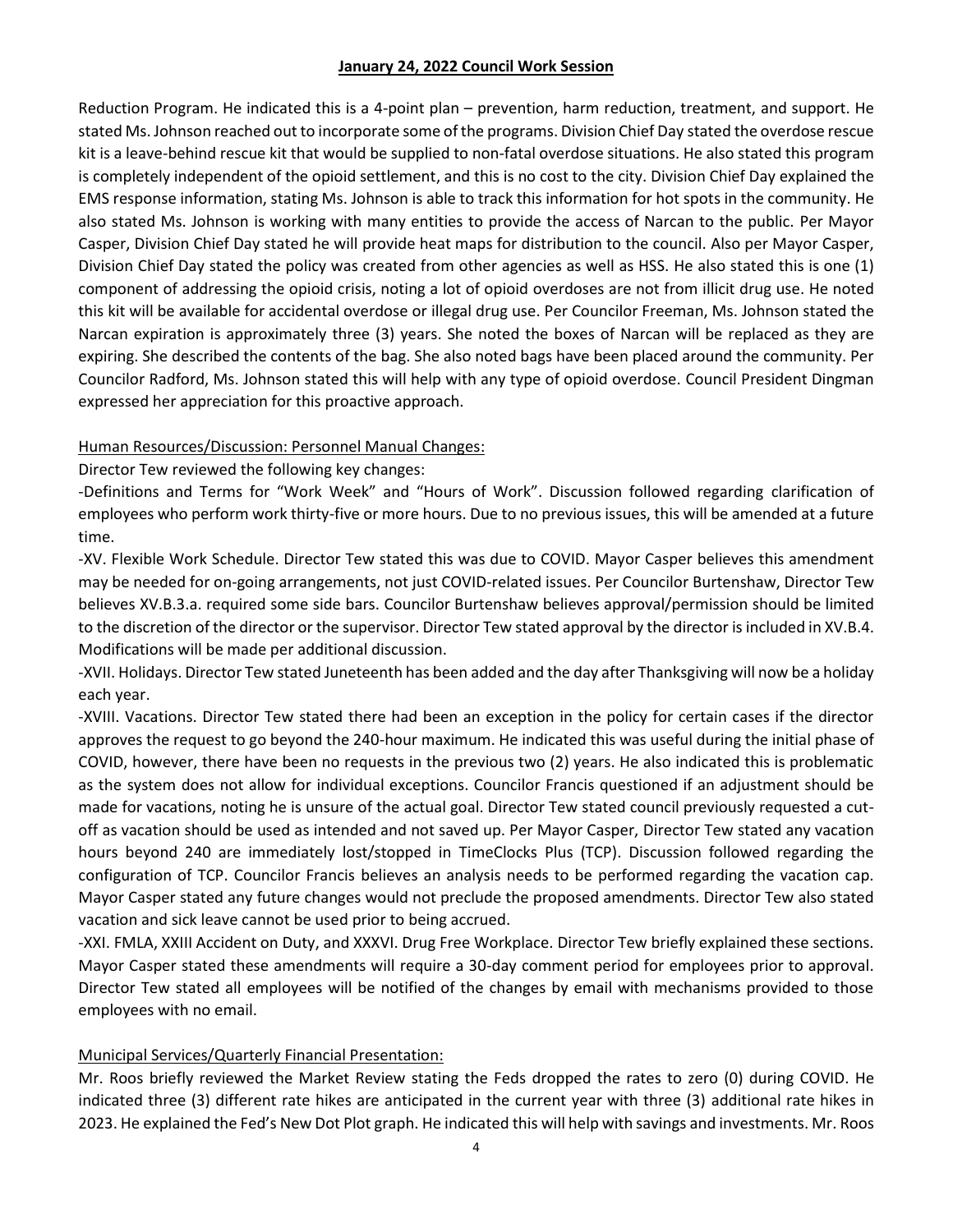Reduction Program. He indicated this is a 4-point plan – prevention, harm reduction, treatment, and support. He stated Ms. Johnson reached out to incorporate some of the programs. Division Chief Day stated the overdose rescue kit is a leave-behind rescue kit that would be supplied to non-fatal overdose situations. He also stated this program is completely independent of the opioid settlement, and this is no cost to the city. Division Chief Day explained the EMS response information, stating Ms. Johnson is able to track this information for hot spots in the community. He also stated Ms. Johnson is working with many entities to provide the access of Narcan to the public. Per Mayor Casper, Division Chief Day stated he will provide heat maps for distribution to the council. Also per Mayor Casper, Division Chief Day stated the policy was created from other agencies as well as HSS. He also stated this is one (1) component of addressing the opioid crisis, noting a lot of opioid overdoses are not from illicit drug use. He noted this kit will be available for accidental overdose or illegal drug use. Per Councilor Freeman, Ms. Johnson stated the Narcan expiration is approximately three (3) years. She noted the boxes of Narcan will be replaced as they are expiring. She described the contents of the bag. She also noted bags have been placed around the community. Per Councilor Radford, Ms. Johnson stated this will help with any type of opioid overdose. Council President Dingman expressed her appreciation for this proactive approach.

Human Resources/Discussion: Personnel Manual Changes:

Director Tew reviewed the following key changes:

-Definitions and Terms for "Work Week" and "Hours of Work". Discussion followed regarding clarification of employees who perform work thirty-five or more hours. Due to no previous issues, this will be amended at a future time.

-XV. Flexible Work Schedule. Director Tew stated this was due to COVID. Mayor Casper believes this amendment may be needed for on-going arrangements, not just COVID-related issues. Per Councilor Burtenshaw, Director Tew believes XV.B.3.a. required some side bars. Councilor Burtenshaw believes approval/permission should be limited to the discretion of the director or the supervisor. Director Tew stated approval by the director is included in XV.B.4. Modifications will be made per additional discussion.

-XVII. Holidays. Director Tew stated Juneteenth has been added and the day after Thanksgiving will now be a holiday each year.

-XVIII. Vacations. Director Tew stated there had been an exception in the policy for certain cases if the director approves the request to go beyond the 240-hour maximum. He indicated this was useful during the initial phase of COVID, however, there have been no requests in the previous two (2) years. He also indicated this is problematic as the system does not allow for individual exceptions. Councilor Francis questioned if an adjustment should be made for vacations, noting he is unsure of the actual goal. Director Tew stated council previously requested a cut-off as vacation should be used as intended and not saved up. Per Mayor Casper, Director Tew stated any vacation hours beyond 240 are immediately lost/stopped in TimeClocks Plus (TCP). Discussion followed regarding the configuration of TCP. Councilor Francis believes an analysis needs to be performed regarding the vacation cap. Mayor Casper stated any future changes would not preclude the proposed amendments. Director Tew also stated vacation and sick leave cannot be used prior to being accrued.

-XXI. FMLA, XXIII Accident on Duty, and XXXVI. Drug Free Workplace. Director Tew briefly explained these sections. Mayor Casper stated these amendments will require a 30-day comment period for employees prior to approval. Director Tew stated all employees will be notified of the changes by email with mechanisms provided to those employees with no email.

Municipal Services/Quarterly Financial Presentation:

Mr. Roos briefly reviewed the Market Review stating the Feds dropped the rates to zero (0) during COVID. He indicated three (3) different rate hikes are anticipated in the current year with three (3) additional rate hikes in 2023. He explained the Fed's New Dot Plot graph. He indicated this will help with savings and investments. Mr. Roos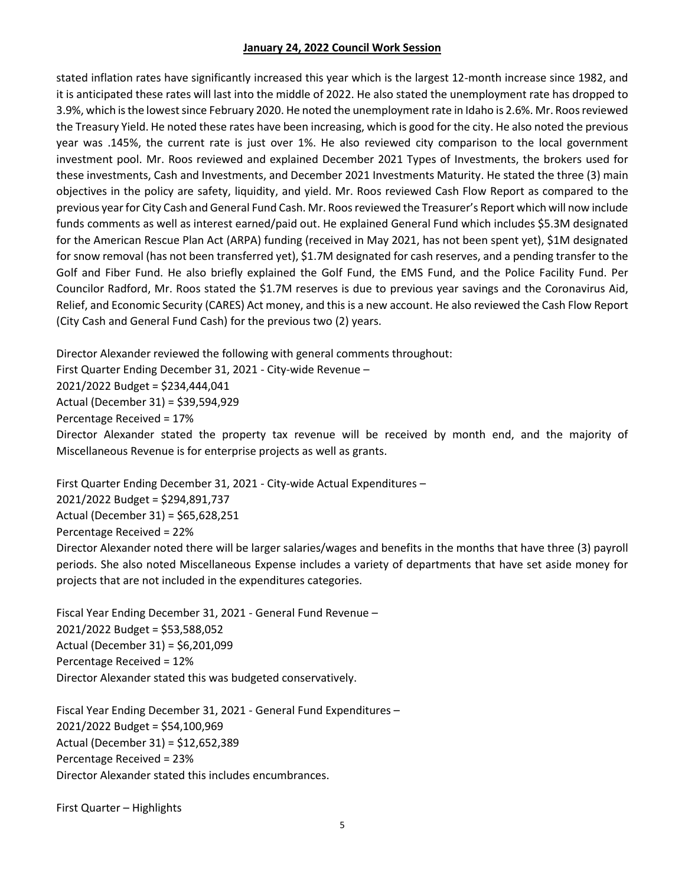stated inflation rates have significantly increased this year which is the largest 12-month increase since 1982, and it is anticipated these rates will last into the middle of 2022. He also stated the unemployment rate has dropped to 3.9%, which is the lowest since February 2020. He noted the unemployment rate in Idaho is 2.6%. Mr. Roos reviewed the Treasury Yield. He noted these rates have been increasing, which is good for the city. He also noted the previous year was .145%, the current rate is just over 1%. He also reviewed city comparison to the local government investment pool. Mr. Roos reviewed and explained December 2021 Types of Investments, the brokers used for these investments, Cash and Investments, and December 2021 Investments Maturity. He stated the three (3) main objectives in the policy are safety, liquidity, and yield. Mr. Roos reviewed Cash Flow Report as compared to the previous year for City Cash and General Fund Cash. Mr. Roos reviewed the Treasurer's Report which will now include funds comments as well as interest earned/paid out. He explained General Fund which includes $5.3M designated for the American Rescue Plan Act (ARPA) funding (received in May 2021, has not been spent yet), $1M designated for snow removal (has not been transferred yet), $1.7M designated for cash reserves, and a pending transfer to the Golf and Fiber Fund. He also briefly explained the Golf Fund, the EMS Fund, and the Police Facility Fund. Per Councilor Radford, Mr. Roos stated the $1.7M reserves is due to previous year savings and the Coronavirus Aid, Relief, and Economic Security (CARES) Act money, and this is a new account. He also reviewed the Cash Flow Report (City Cash and General Fund Cash) for the previous two (2) years.

Director Alexander reviewed the following with general comments throughout:
First Quarter Ending December 31, 2021 - City-wide Revenue –
2021/2022 Budget = $234,444,041
Actual (December 31) = $39,594,929
Percentage Received = 17%
Director Alexander stated the property tax revenue will be received by month end, and the majority of Miscellaneous Revenue is for enterprise projects as well as grants.

First Quarter Ending December 31, 2021 - City-wide Actual Expenditures –
2021/2022 Budget = $294,891,737
Actual (December 31) = $65,628,251
Percentage Received = 22%
Director Alexander noted there will be larger salaries/wages and benefits in the months that have three (3) payroll periods. She also noted Miscellaneous Expense includes a variety of departments that have set aside money for projects that are not included in the expenditures categories.

Fiscal Year Ending December 31, 2021 - General Fund Revenue –
2021/2022 Budget = $53,588,052
Actual (December 31) = $6,201,099
Percentage Received = 12%
Director Alexander stated this was budgeted conservatively.

Fiscal Year Ending December 31, 2021 - General Fund Expenditures –
2021/2022 Budget = $54,100,969
Actual (December 31) = $12,652,389
Percentage Received = 23%
Director Alexander stated this includes encumbrances.

First Quarter – Highlights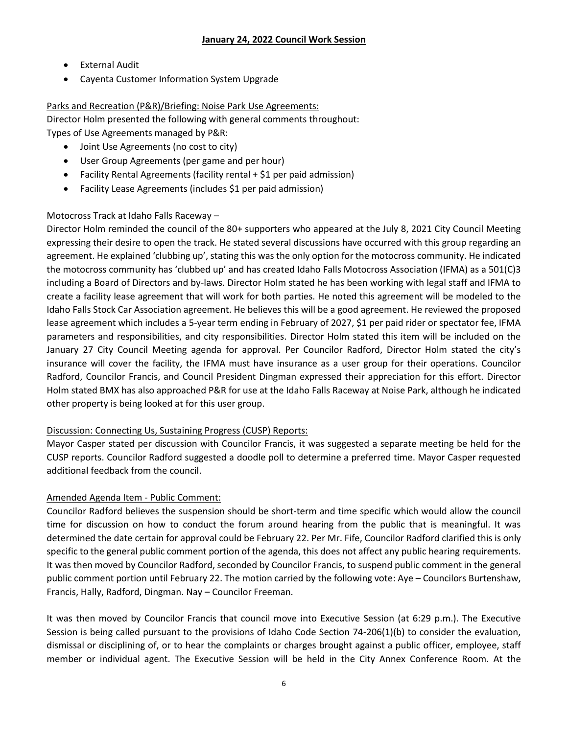- External Audit
- Cayenta Customer Information System Upgrade

Parks and Recreation (P&R)/Briefing: Noise Park Use Agreements:

Director Holm presented the following with general comments throughout:

Types of Use Agreements managed by P&R:

- Joint Use Agreements (no cost to city)
- User Group Agreements (per game and per hour)
- Facility Rental Agreements (facility rental + $1 per paid admission)
- Facility Lease Agreements (includes $1 per paid admission)

Motocross Track at Idaho Falls Raceway –

Director Holm reminded the council of the 80+ supporters who appeared at the July 8, 2021 City Council Meeting expressing their desire to open the track. He stated several discussions have occurred with this group regarding an agreement. He explained 'clubbing up', stating this was the only option for the motocross community. He indicated the motocross community has 'clubbed up' and has created Idaho Falls Motocross Association (IFMA) as a 501(C)3 including a Board of Directors and by-laws. Director Holm stated he has been working with legal staff and IFMA to create a facility lease agreement that will work for both parties. He noted this agreement will be modeled to the Idaho Falls Stock Car Association agreement. He believes this will be a good agreement. He reviewed the proposed lease agreement which includes a 5-year term ending in February of 2027, $1 per paid rider or spectator fee, IFMA parameters and responsibilities, and city responsibilities. Director Holm stated this item will be included on the January 27 City Council Meeting agenda for approval. Per Councilor Radford, Director Holm stated the city's insurance will cover the facility, the IFMA must have insurance as a user group for their operations. Councilor Radford, Councilor Francis, and Council President Dingman expressed their appreciation for this effort. Director Holm stated BMX has also approached P&R for use at the Idaho Falls Raceway at Noise Park, although he indicated other property is being looked at for this user group.

Discussion: Connecting Us, Sustaining Progress (CUSP) Reports:

Mayor Casper stated per discussion with Councilor Francis, it was suggested a separate meeting be held for the CUSP reports. Councilor Radford suggested a doodle poll to determine a preferred time. Mayor Casper requested additional feedback from the council.

Amended Agenda Item - Public Comment:

Councilor Radford believes the suspension should be short-term and time specific which would allow the council time for discussion on how to conduct the forum around hearing from the public that is meaningful. It was determined the date certain for approval could be February 22. Per Mr. Fife, Councilor Radford clarified this is only specific to the general public comment portion of the agenda, this does not affect any public hearing requirements. It was then moved by Councilor Radford, seconded by Councilor Francis, to suspend public comment in the general public comment portion until February 22. The motion carried by the following vote: Aye – Councilors Burtenshaw, Francis, Hally, Radford, Dingman. Nay – Councilor Freeman.

It was then moved by Councilor Francis that council move into Executive Session (at 6:29 p.m.). The Executive Session is being called pursuant to the provisions of Idaho Code Section 74-206(1)(b) to consider the evaluation, dismissal or disciplining of, or to hear the complaints or charges brought against a public officer, employee, staff member or individual agent. The Executive Session will be held in the City Annex Conference Room. At the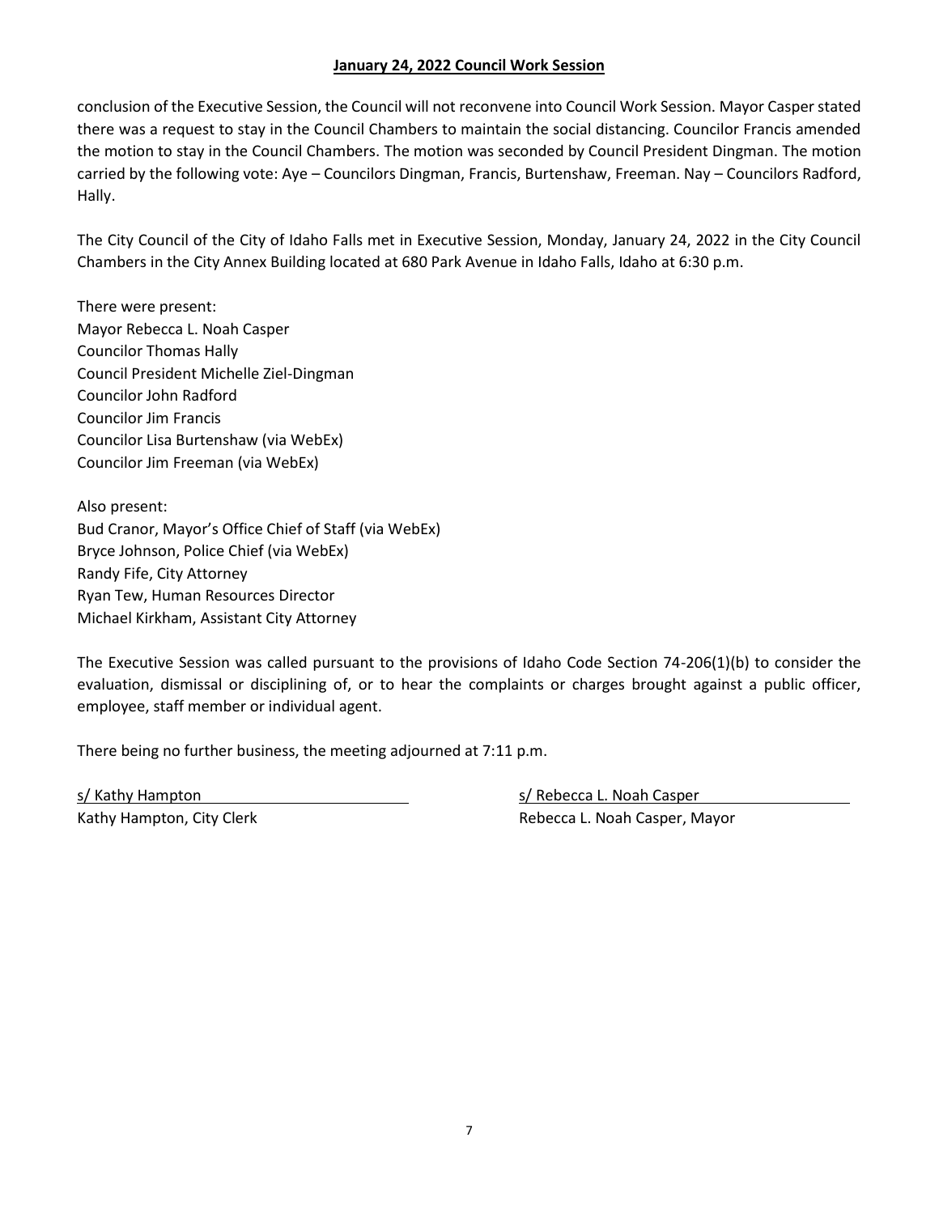conclusion of the Executive Session, the Council will not reconvene into Council Work Session. Mayor Casper stated there was a request to stay in the Council Chambers to maintain the social distancing. Councilor Francis amended the motion to stay in the Council Chambers. The motion was seconded by Council President Dingman. The motion carried by the following vote: Aye – Councilors Dingman, Francis, Burtenshaw, Freeman. Nay – Councilors Radford, Hally.

The City Council of the City of Idaho Falls met in Executive Session, Monday, January 24, 2022 in the City Council Chambers in the City Annex Building located at 680 Park Avenue in Idaho Falls, Idaho at 6:30 p.m.

There were present:
Mayor Rebecca L. Noah Casper
Councilor Thomas Hally
Council President Michelle Ziel-Dingman
Councilor John Radford
Councilor Jim Francis
Councilor Lisa Burtenshaw (via WebEx)
Councilor Jim Freeman (via WebEx)

Also present:
Bud Cranor, Mayor's Office Chief of Staff (via WebEx)
Bryce Johnson, Police Chief (via WebEx)
Randy Fife, City Attorney
Ryan Tew, Human Resources Director
Michael Kirkham, Assistant City Attorney

The Executive Session was called pursuant to the provisions of Idaho Code Section 74-206(1)(b) to consider the evaluation, dismissal or disciplining of, or to hear the complaints or charges brought against a public officer, employee, staff member or individual agent.

There being no further business, the meeting adjourned at 7:11 p.m.

s/ Kathy Hampton
Kathy Hampton, City Clerk

s/ Rebecca L. Noah Casper
Rebecca L. Noah Casper, Mayor